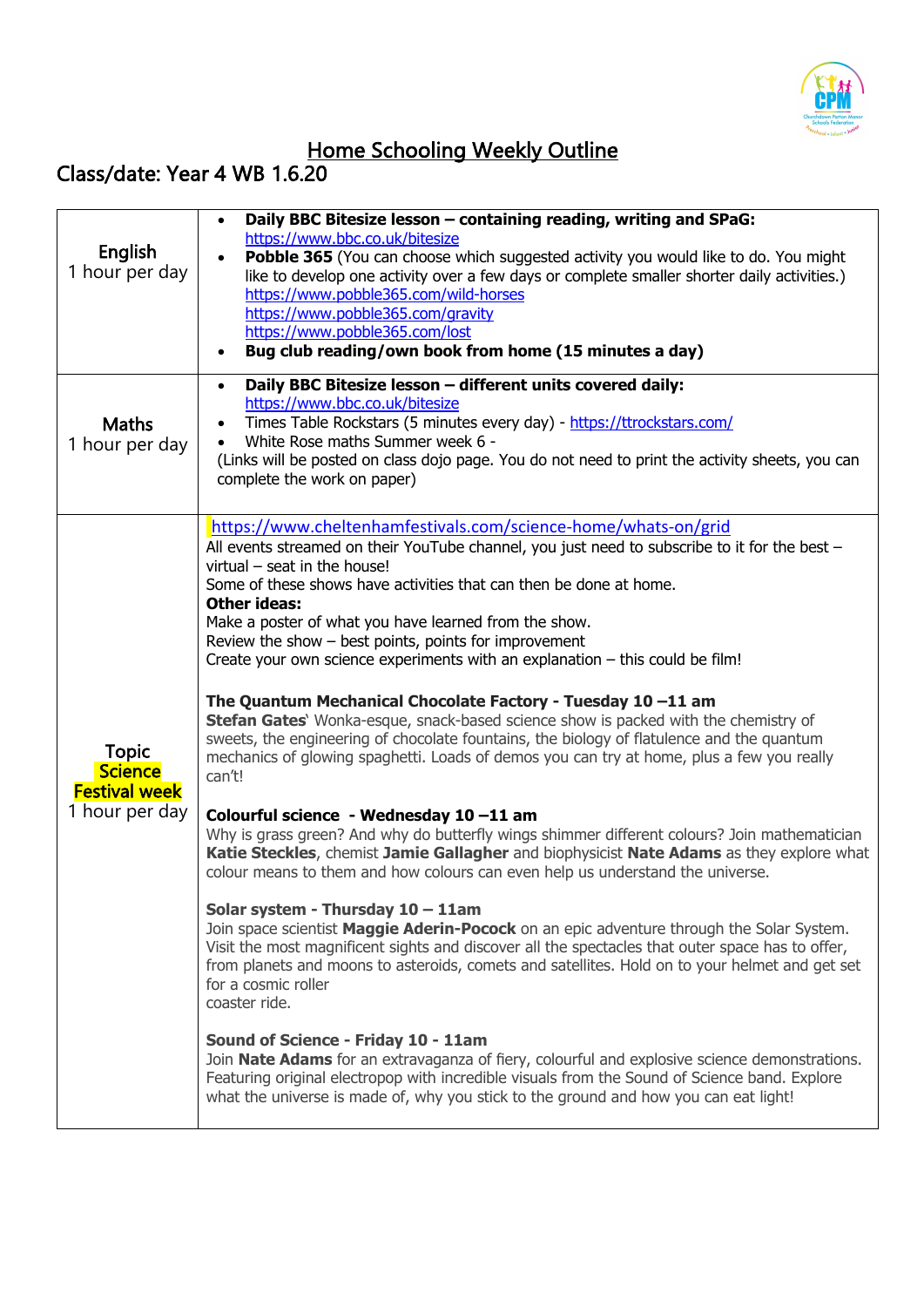# Home Schooling Weekly Outline

## Class/date: Year 4 WB 1.6.20

| | |
|---|---|
| English<br>1 hour per day | • **Daily BBC Bitesize lesson – containing reading, writing and SPaG:** https://www.bbc.co.uk/bitesize<br>• **Pobble 365** (You can choose which suggested activity you would like to do. You might like to develop one activity over a few days or complete smaller shorter daily activities.) https://www.pobble365.com/wild-horses https://www.pobble365.com/gravity https://www.pobble365.com/lost<br>• **Bug club reading/own book from home (15 minutes a day)** |
| Maths<br>1 hour per day | • **Daily BBC Bitesize lesson – different units covered daily:** https://www.bbc.co.uk/bitesize<br>• Times Table Rockstars (5 minutes every day) - https://ttrockstars.com/<br>• White Rose maths Summer week 6 -<br>(Links will be posted on class dojo page. You do not need to print the activity sheets, you can complete the work on paper) |
| Topic<br>Science Festival week<br>1 hour per day | https://www.cheltenhamfestivals.com/science-home/whats-on/grid<br>All events streamed on their YouTube channel, you just need to subscribe to it for the best – virtual – seat in the house!<br>Some of these shows have activities that can then be done at home.<br>**Other ideas:**<br>Make a poster of what you have learned from the show.<br>Review the show – best points, points for improvement<br>Create your own science experiments with an explanation – this could be film!<br><br>**The Quantum Mechanical Chocolate Factory - Tuesday 10 –11 am**<br>**Stefan Gates**' Wonka-esque, snack-based science show is packed with the chemistry of sweets, the engineering of chocolate fountains, the biology of flatulence and the quantum mechanics of glowing spaghetti. Loads of demos you can try at home, plus a few you really can't!<br><br>**Colourful science - Wednesday 10 –11 am**<br>Why is grass green? And why do butterfly wings shimmer different colours? Join mathematician **Katie Steckles**, chemist **Jamie Gallagher** and biophysicist **Nate Adams** as they explore what colour means to them and how colours can even help us understand the universe.<br><br>**Solar system - Thursday 10 – 11am**<br>Join space scientist **Maggie Aderin-Pocock** on an epic adventure through the Solar System. Visit the most magnificent sights and discover all the spectacles that outer space has to offer, from planets and moons to asteroids, comets and satellites. Hold on to your helmet and get set for a cosmic roller coaster ride.<br><br>**Sound of Science - Friday 10 - 11am**<br>Join **Nate Adams** for an extravaganza of fiery, colourful and explosive science demonstrations. Featuring original electropop with incredible visuals from the Sound of Science band. Explore what the universe is made of, why you stick to the ground and how you can eat light! |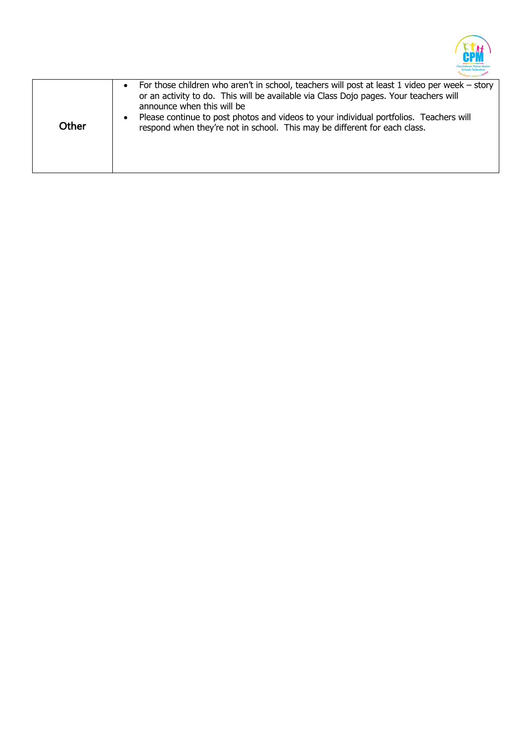| | |
|---|---|
| Other | • For those children who aren't in school, teachers will post at least 1 video per week – story or an activity to do. This will be available via Class Dojo pages. Your teachers will announce when this will be<br>• Please continue to post photos and videos to your individual portfolios. Teachers will respond when they're not in school. This may be different for each class. |